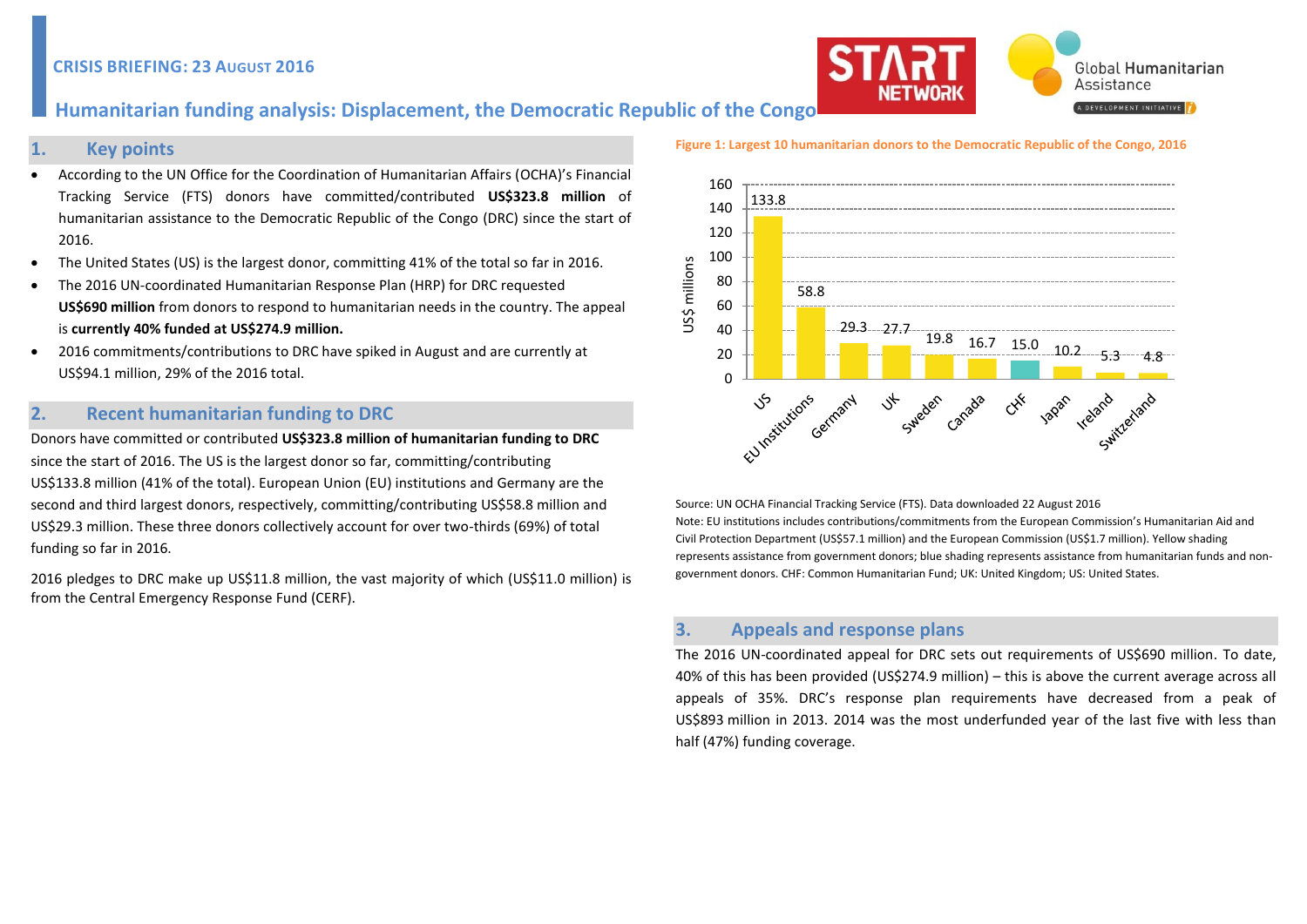CRISIS BRIEFING: 23 AUGUST 2016

# Humanitarian funding analysis: Displacement, the Democratic Republic of the Congo

## 1. Key points

- According to the UN Office for the Coordination of Humanitarian Affairs (OCHA)'s Financial Tracking Service (FTS) donors have committed/contributed **US$323.8 million** of humanitarian assistance to the Democratic Republic of the Congo (DRC) since the start of 2016.
- The United States (US) is the largest donor, committing 41% of the total so far in 2016.
- The 2016 UN-coordinated Humanitarian Response Plan (HRP) for DRC requested **US$690 million** from donors to respond to humanitarian needs in the country. The appeal is **currently 40% funded at US$274.9 million.**
- 2016 commitments/contributions to DRC have spiked in August and are currently at US$94.1 million, 29% of the 2016 total.

## 2. Recent humanitarian funding to DRC

Donors have committed or contributed **US$323.8 million of humanitarian funding to DRC** since the start of 2016. The US is the largest donor so far, committing/contributing US$133.8 million (41% of the total). European Union (EU) institutions and Germany are the second and third largest donors, respectively, committing/contributing US$58.8 million and US$29.3 million. These three donors collectively account for over two-thirds (69%) of total funding so far in 2016.

2016 pledges to DRC make up US$11.8 million, the vast majority of which (US$11.0 million) is from the Central Emergency Response Fund (CERF).

**Figure 1: Largest 10 humanitarian donors to the Democratic Republic of the Congo, 2016**

| Donor | US$ millions |
|---|---|
| US | 133.8 |
| EU Institutions | 58.8 |
| Germany | 29.3 |
| UK | 27.7 |
| Sweden | 19.8 |
| Canada | 16.7 |
| CHF | 15.0 |
| Japan | 10.2 |
| Ireland | 5.3 |
| Switzerland | 4.8 |

Source: UN OCHA Financial Tracking Service (FTS). Data downloaded 22 August 2016
Note: EU institutions includes contributions/commitments from the European Commission's Humanitarian Aid and Civil Protection Department (US$57.1 million) and the European Commission (US$1.7 million). Yellow shading represents assistance from government donors; blue shading represents assistance from humanitarian funds and non-government donors. CHF: Common Humanitarian Fund; UK: United Kingdom; US: United States.

## 3. Appeals and response plans

The 2016 UN-coordinated appeal for DRC sets out requirements of US$690 million. To date, 40% of this has been provided (US$274.9 million) – this is above the current average across all appeals of 35%. DRC's response plan requirements have decreased from a peak of US$893 million in 2013. 2014 was the most underfunded year of the last five with less than half (47%) funding coverage.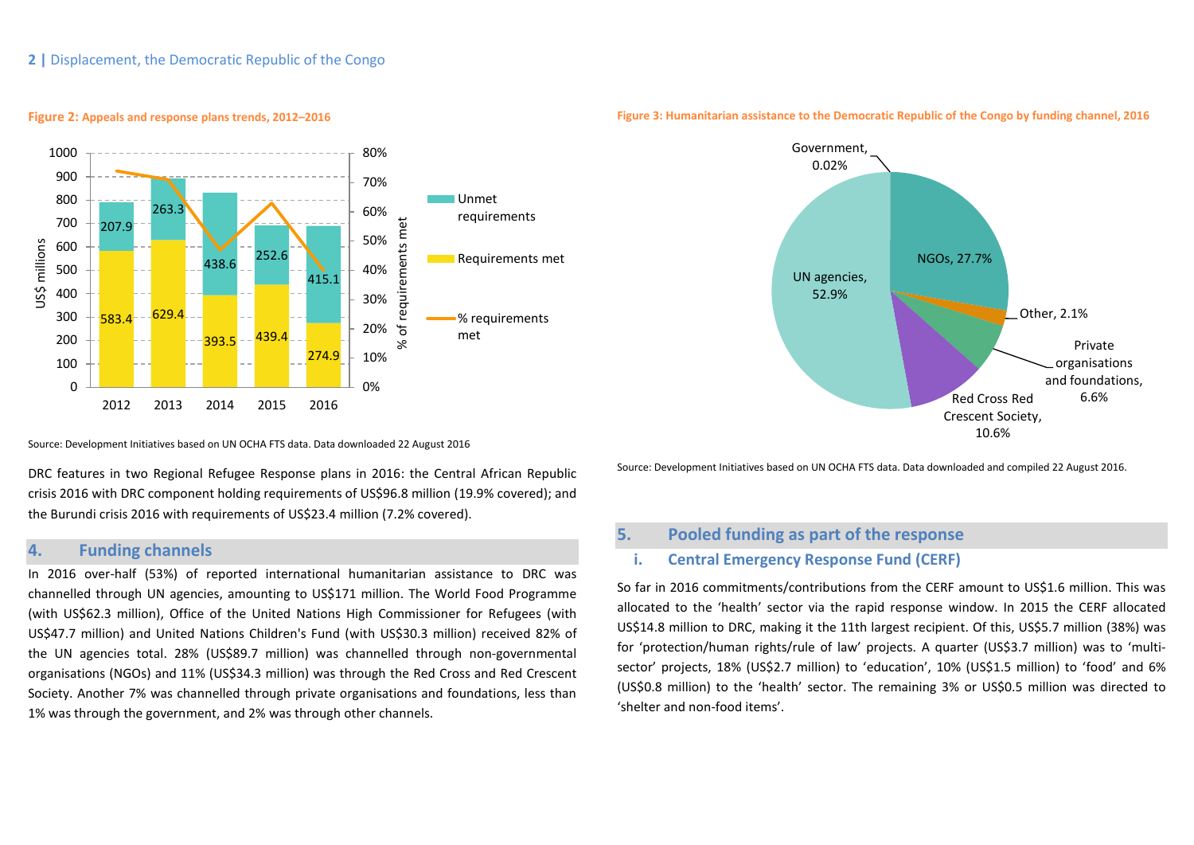**Figure 2: Appeals and response plans trends, 2012–2016**

US$ millions: 0, 100, 200, 300, 400, 500, 600, 700, 800, 900, 1000

% of requirements met: 0%, 10%, 20%, 30%, 40%, 50%, 60%, 70%, 80%

2012: 207.9, 583.4
2013: 263.3, 629.4
2014: 438.6, 393.5
2015: 252.6, 439.4
2016: 415.1, 274.9

Unmet requirements
Requirements met
% requirements met

Source: Development Initiatives based on UN OCHA FTS data. Data downloaded 22 August 2016

DRC features in two Regional Refugee Response plans in 2016: the Central African Republic crisis 2016 with DRC component holding requirements of US$96.8 million (19.9% covered); and the Burundi crisis 2016 with requirements of US$23.4 million (7.2% covered).

## 4. Funding channels

In 2016 over-half (53%) of reported international humanitarian assistance to DRC was channelled through UN agencies, amounting to US$171 million. The World Food Programme (with US$62.3 million), Office of the United Nations High Commissioner for Refugees (with US$47.7 million) and United Nations Children's Fund (with US$30.3 million) received 82% of the UN agencies total. 28% (US$89.7 million) was channelled through non-governmental organisations (NGOs) and 11% (US$34.3 million) was through the Red Cross and Red Crescent Society. Another 7% was channelled through private organisations and foundations, less than 1% was through the government, and 2% was through other channels.

**Figure 3: Humanitarian assistance to the Democratic Republic of the Congo by funding channel, 2016**

Government, 0.02%
NGOs, 27.7%
Other, 2.1%
Private organisations and foundations, 6.6%
Red Cross Red Crescent Society, 10.6%
UN agencies, 52.9%

Source: Development Initiatives based on UN OCHA FTS data. Data downloaded and compiled 22 August 2016.

## 5. Pooled funding as part of the response

### i. Central Emergency Response Fund (CERF)

So far in 2016 commitments/contributions from the CERF amount to US$1.6 million. This was allocated to the 'health' sector via the rapid response window. In 2015 the CERF allocated US$14.8 million to DRC, making it the 11th largest recipient. Of this, US$5.7 million (38%) was for 'protection/human rights/rule of law' projects. A quarter (US$3.7 million) was to 'multi-sector' projects, 18% (US$2.7 million) to 'education', 10% (US$1.5 million) to 'food' and 6% (US$0.8 million) to the 'health' sector. The remaining 3% or US$0.5 million was directed to 'shelter and non-food items'.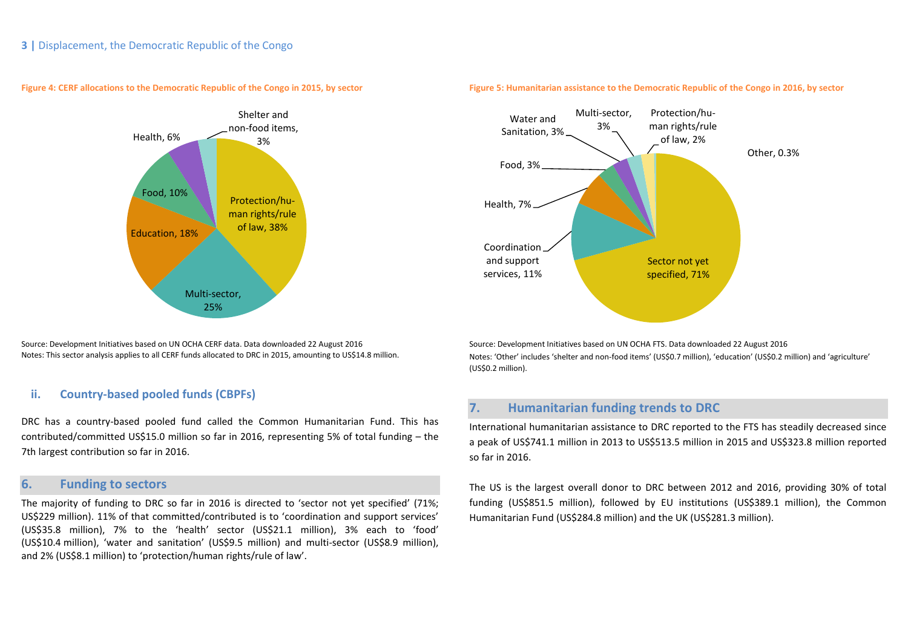**Figure 4: CERF allocations to the Democratic Republic of the Congo in 2015, by sector**

Protection/human rights/rule of law, 38%
Multi-sector, 25%
Education, 18%
Food, 10%
Health, 6%
Shelter and non-food items, 3%

Source: Development Initiatives based on UN OCHA CERF data. Data downloaded 22 August 2016
Notes: This sector analysis applies to all CERF funds allocated to DRC in 2015, amounting to US$14.8 million.

### ii. Country-based pooled funds (CBPFs)

DRC has a country-based pooled fund called the Common Humanitarian Fund. This has contributed/committed US$15.0 million so far in 2016, representing 5% of total funding – the 7th largest contribution so far in 2016.

## 6. Funding to sectors

The majority of funding to DRC so far in 2016 is directed to 'sector not yet specified' (71%; US$229 million). 11% of that committed/contributed is to 'coordination and support services' (US$35.8 million), 7% to the 'health' sector (US$21.1 million), 3% each to 'food' (US$10.4 million), 'water and sanitation' (US$9.5 million) and multi-sector (US$8.9 million), and 2% (US$8.1 million) to 'protection/human rights/rule of law'.

**Figure 5: Humanitarian assistance to the Democratic Republic of the Congo in 2016, by sector**

Sector not yet specified, 71%
Coordination and support services, 11%
Health, 7%
Food, 3%
Water and Sanitation, 3%
Multi-sector, 3%
Protection/human rights/rule of law, 2%
Other, 0.3%

Source: Development Initiatives based on UN OCHA FTS. Data downloaded 22 August 2016
Notes: 'Other' includes 'shelter and non-food items' (US$0.7 million), 'education' (US$0.2 million) and 'agriculture' (US$0.2 million).

## 7. Humanitarian funding trends to DRC

International humanitarian assistance to DRC reported to the FTS has steadily decreased since a peak of US$741.1 million in 2013 to US$513.5 million in 2015 and US$323.8 million reported so far in 2016.

The US is the largest overall donor to DRC between 2012 and 2016, providing 30% of total funding (US$851.5 million), followed by EU institutions (US$389.1 million), the Common Humanitarian Fund (US$284.8 million) and the UK (US$281.3 million).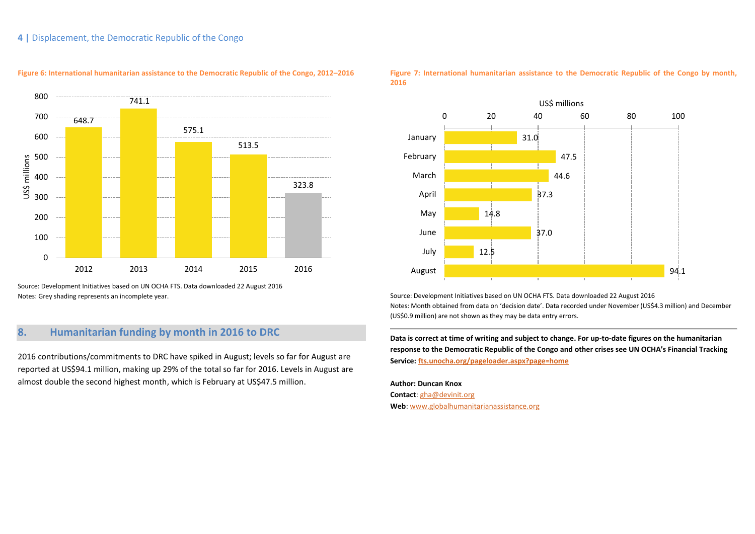**Figure 6: International humanitarian assistance to the Democratic Republic of the Congo, 2012–2016**

US$ millions

800
700
600
500
400
300
200
100
0

648.7
741.1
575.1
513.5
323.8

2012
2013
2014
2015
2016

Source: Development Initiatives based on UN OCHA FTS. Data downloaded 22 August 2016

Notes: Grey shading represents an incomplete year.

## 8. Humanitarian funding by month in 2016 to DRC

2016 contributions/commitments to DRC have spiked in August; levels so far for August are reported at US$94.1 million, making up 29% of the total so far for 2016. Levels in August are almost double the second highest month, which is February at US$47.5 million.

**Figure 7: International humanitarian assistance to the Democratic Republic of the Congo by month, 2016**

US$ millions

0
20
40
60
80
100

January 31.0
February 47.5
March 44.6
April 37.3
May 14.8
June 37.0
July 12.5
August 94.1

Source: Development Initiatives based on UN OCHA FTS. Data downloaded 22 August 2016

Notes: Month obtained from data on 'decision date'. Data recorded under November (US$4.3 million) and December (US$0.9 million) are not shown as they may be data entry errors.

**Data is correct at time of writing and subject to change. For up-to-date figures on the humanitarian response to the Democratic Republic of the Congo and other crises see UN OCHA's Financial Tracking Service: fts.unocha.org/pageloader.aspx?page=home**

**Author: Duncan Knox**

**Contact**: gha@devinit.org

**Web**: www.globalhumanitarianassistance.org